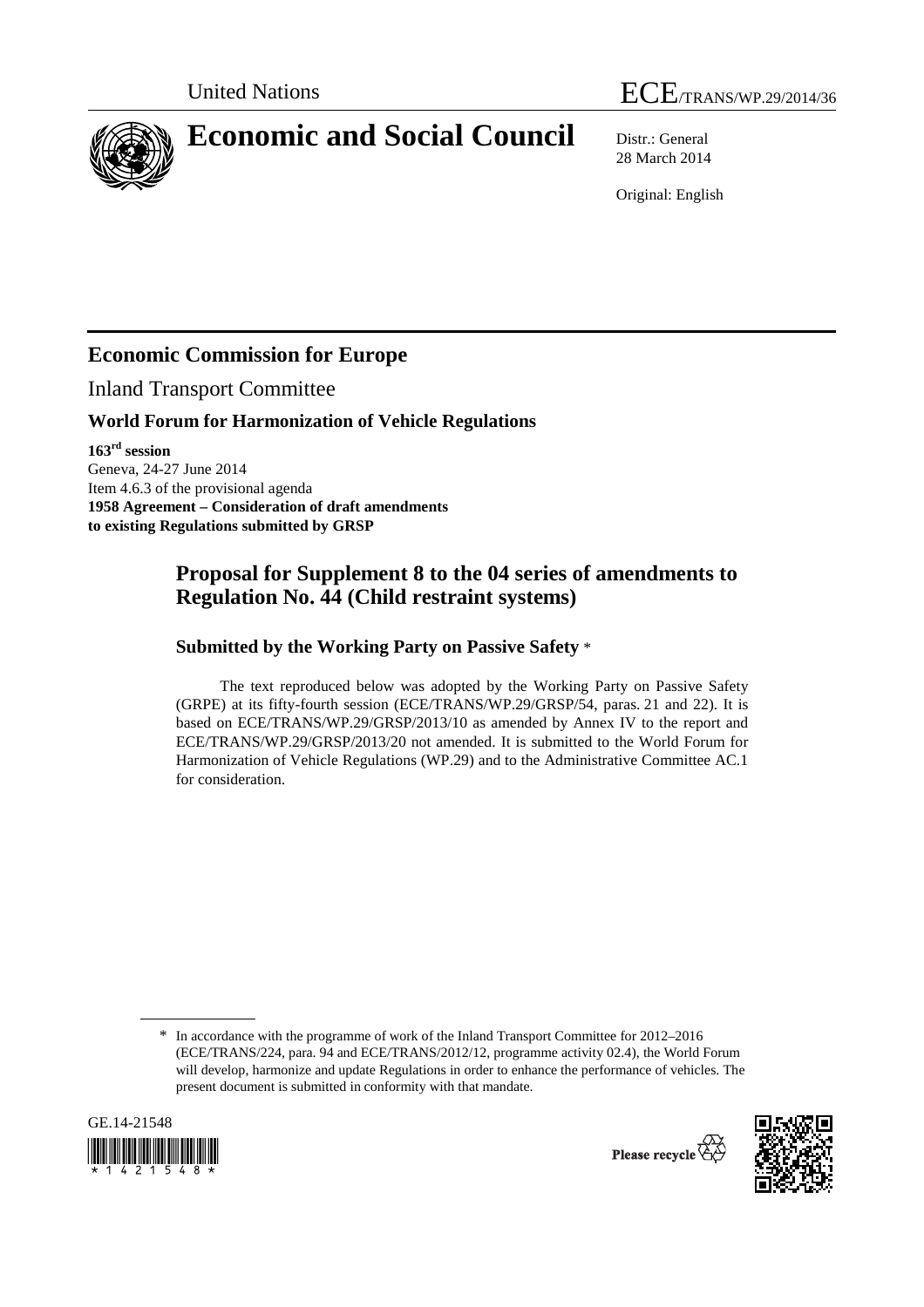United Nations ECE/TRANS/WP.29/2014/36

# Economic and Social Council

Distr.: General
28 March 2014

Original: English

## Economic Commission for Europe

Inland Transport Committee

### World Forum for Harmonization of Vehicle Regulations

**163rd session**
Geneva, 24-27 June 2014
Item 4.6.3 of the provisional agenda
**1958 Agreement – Consideration of draft amendments to existing Regulations submitted by GRSP**

## Proposal for Supplement 8 to the 04 series of amendments to Regulation No. 44 (Child restraint systems)

### Submitted by the Working Party on Passive Safety *

The text reproduced below was adopted by the Working Party on Passive Safety (GRPE) at its fifty-fourth session (ECE/TRANS/WP.29/GRSP/54, paras. 21 and 22). It is based on ECE/TRANS/WP.29/GRSP/2013/10 as amended by Annex IV to the report and ECE/TRANS/WP.29/GRSP/2013/20 not amended. It is submitted to the World Forum for Harmonization of Vehicle Regulations (WP.29) and to the Administrative Committee AC.1 for consideration.

* In accordance with the programme of work of the Inland Transport Committee for 2012–2016 (ECE/TRANS/224, para. 94 and ECE/TRANS/2012/12, programme activity 02.4), the World Forum will develop, harmonize and update Regulations in order to enhance the performance of vehicles. The present document is submitted in conformity with that mandate.

GE.14-21548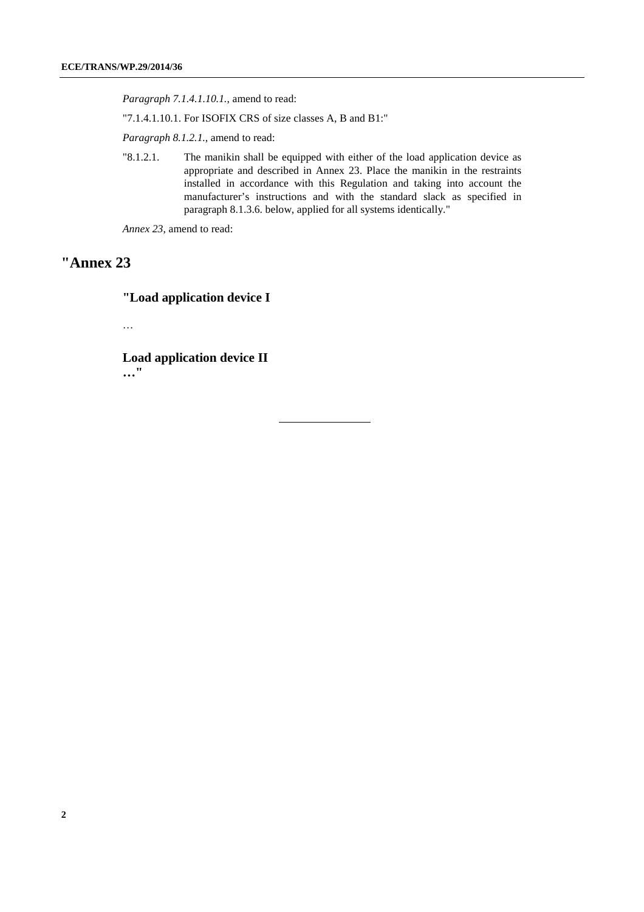*Paragraph 7.1.4.1.10.1.*, amend to read:

"7.1.4.1.10.1. For ISOFIX CRS of size classes A, B and B1:"

*Paragraph 8.1.2.1.*, amend to read:

"8.1.2.1. The manikin shall be equipped with either of the load application device as appropriate and described in Annex 23. Place the manikin in the restraints installed in accordance with this Regulation and taking into account the manufacturer's instructions and with the standard slack as specified in paragraph 8.1.3.6. below, applied for all systems identically."

*Annex 23*, amend to read:

# "Annex 23

## "Load application device I

…

## Load application device II

**…"**